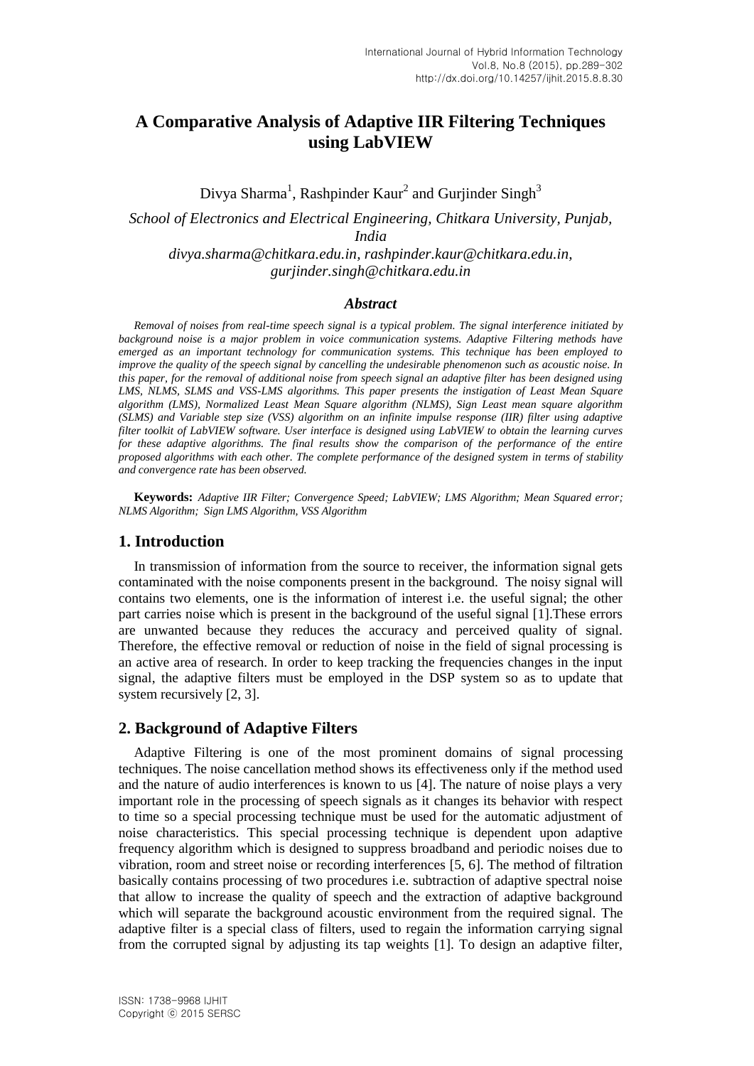# A Comparative Analysis of Adaptive IIR Filtering Techniques using LabVIEW

Divya Sharma[1], Rashpinder Kaur[2] and Gurjinder Singh[3]

*School of Electronics and Electrical Engineering, Chitkara University, Punjab, India*
*divya.sharma@chitkara.edu.in, rashpinder.kaur@chitkara.edu.in, gurjinder.singh@chitkara.edu.in*

### *Abstract*

*Removal of noises from real-time speech signal is a typical problem. The signal interference initiated by background noise is a major problem in voice communication systems. Adaptive Filtering methods have emerged as an important technology for communication systems. This technique has been employed to improve the quality of the speech signal by cancelling the undesirable phenomenon such as acoustic noise. In this paper, for the removal of additional noise from speech signal an adaptive filter has been designed using LMS, NLMS, SLMS and VSS-LMS algorithms. This paper presents the instigation of Least Mean Square algorithm (LMS), Normalized Least Mean Square algorithm (NLMS), Sign Least mean square algorithm (SLMS) and Variable step size (VSS) algorithm on an infinite impulse response (IIR) filter using adaptive filter toolkit of LabVIEW software. User interface is designed using LabVIEW to obtain the learning curves for these adaptive algorithms. The final results show the comparison of the performance of the entire proposed algorithms with each other. The complete performance of the designed system in terms of stability and convergence rate has been observed.*

**Keywords:** *Adaptive IIR Filter; Convergence Speed; LabVIEW; LMS Algorithm; Mean Squared error; NLMS Algorithm; Sign LMS Algorithm, VSS Algorithm*

## 1. Introduction

In transmission of information from the source to receiver, the information signal gets contaminated with the noise components present in the background. The noisy signal will contains two elements, one is the information of interest i.e. the useful signal; the other part carries noise which is present in the background of the useful signal [1].These errors are unwanted because they reduces the accuracy and perceived quality of signal. Therefore, the effective removal or reduction of noise in the field of signal processing is an active area of research. In order to keep tracking the frequencies changes in the input signal, the adaptive filters must be employed in the DSP system so as to update that system recursively [2, 3].

## 2. Background of Adaptive Filters

Adaptive Filtering is one of the most prominent domains of signal processing techniques. The noise cancellation method shows its effectiveness only if the method used and the nature of audio interferences is known to us [4]. The nature of noise plays a very important role in the processing of speech signals as it changes its behavior with respect to time so a special processing technique must be used for the automatic adjustment of noise characteristics. This special processing technique is dependent upon adaptive frequency algorithm which is designed to suppress broadband and periodic noises due to vibration, room and street noise or recording interferences [5, 6]. The method of filtration basically contains processing of two procedures i.e. subtraction of adaptive spectral noise that allow to increase the quality of speech and the extraction of adaptive background which will separate the background acoustic environment from the required signal. The adaptive filter is a special class of filters, used to regain the information carrying signal from the corrupted signal by adjusting its tap weights [1]. To design an adaptive filter,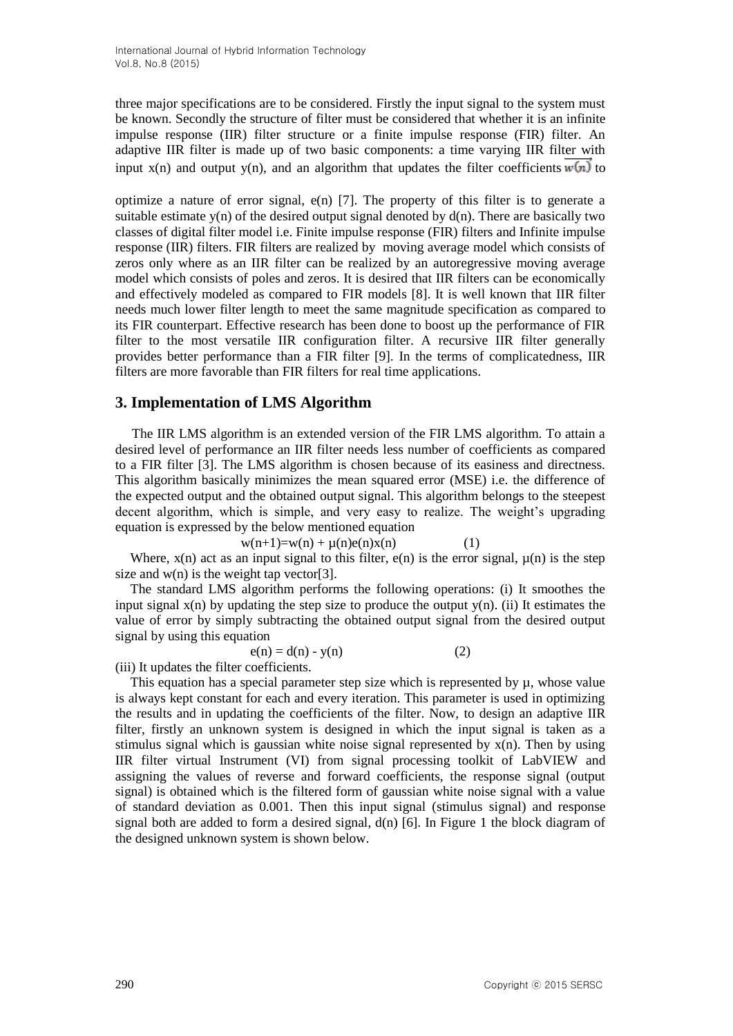three major specifications are to be considered. Firstly the input signal to the system must be known. Secondly the structure of filter must be considered that whether it is an infinite impulse response (IIR) filter structure or a finite impulse response (FIR) filter. An adaptive IIR filter is made up of two basic components: a time varying IIR filter with input x(n) and output y(n), and an algorithm that updates the filter coefficients $\overrightarrow{w(n)}$ to

optimize a nature of error signal, e(n) [7]. The property of this filter is to generate a suitable estimate y(n) of the desired output signal denoted by d(n). There are basically two classes of digital filter model i.e. Finite impulse response (FIR) filters and Infinite impulse response (IIR) filters. FIR filters are realized by moving average model which consists of zeros only where as an IIR filter can be realized by an autoregressive moving average model which consists of poles and zeros. It is desired that IIR filters can be economically and effectively modeled as compared to FIR models [8]. It is well known that IIR filter needs much lower filter length to meet the same magnitude specification as compared to its FIR counterpart. Effective research has been done to boost up the performance of FIR filter to the most versatile IIR configuration filter. A recursive IIR filter generally provides better performance than a FIR filter [9]. In the terms of complicatedness, IIR filters are more favorable than FIR filters for real time applications.

## 3. Implementation of LMS Algorithm

The IIR LMS algorithm is an extended version of the FIR LMS algorithm. To attain a desired level of performance an IIR filter needs less number of coefficients as compared to a FIR filter [3]. The LMS algorithm is chosen because of its easiness and directness. This algorithm basically minimizes the mean squared error (MSE) i.e. the difference of the expected output and the obtained output signal. This algorithm belongs to the steepest decent algorithm, which is simple, and very easy to realize. The weight's upgrading equation is expressed by the below mentioned equation

$$w(n+1)=w(n) + \mu(n)e(n)x(n) \qquad (1)$$

Where, x(n) act as an input signal to this filter, e(n) is the error signal, μ(n) is the step size and w(n) is the weight tap vector[3].

The standard LMS algorithm performs the following operations: (i) It smoothes the input signal x(n) by updating the step size to produce the output y(n). (ii) It estimates the value of error by simply subtracting the obtained output signal from the desired output signal by using this equation

$$e(n) = d(n) - y(n) \qquad (2)$$

(iii) It updates the filter coefficients.

This equation has a special parameter step size which is represented by μ, whose value is always kept constant for each and every iteration. This parameter is used in optimizing the results and in updating the coefficients of the filter. Now, to design an adaptive IIR filter, firstly an unknown system is designed in which the input signal is taken as a stimulus signal which is gaussian white noise signal represented by x(n). Then by using IIR filter virtual Instrument (VI) from signal processing toolkit of LabVIEW and assigning the values of reverse and forward coefficients, the response signal (output signal) is obtained which is the filtered form of gaussian white noise signal with a value of standard deviation as 0.001. Then this input signal (stimulus signal) and response signal both are added to form a desired signal, d(n) [6]. In Figure 1 the block diagram of the designed unknown system is shown below.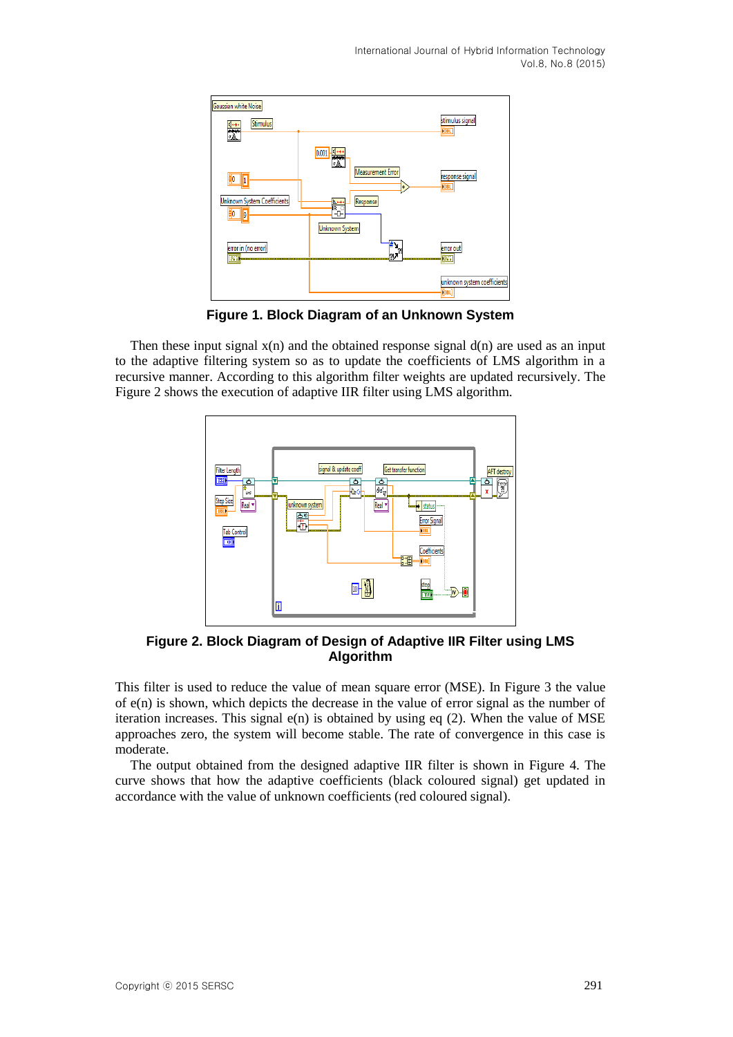**Figure 1. Block Diagram of an Unknown System**

Then these input signal x(n) and the obtained response signal d(n) are used as an input to the adaptive filtering system so as to update the coefficients of LMS algorithm in a recursive manner. According to this algorithm filter weights are updated recursively. The Figure 2 shows the execution of adaptive IIR filter using LMS algorithm.

**Figure 2. Block Diagram of Design of Adaptive IIR Filter using LMS Algorithm**

This filter is used to reduce the value of mean square error (MSE). In Figure 3 the value of e(n) is shown, which depicts the decrease in the value of error signal as the number of iteration increases. This signal e(n) is obtained by using eq (2). When the value of MSE approaches zero, the system will become stable. The rate of convergence in this case is moderate.

The output obtained from the designed adaptive IIR filter is shown in Figure 4. The curve shows that how the adaptive coefficients (black coloured signal) get updated in accordance with the value of unknown coefficients (red coloured signal).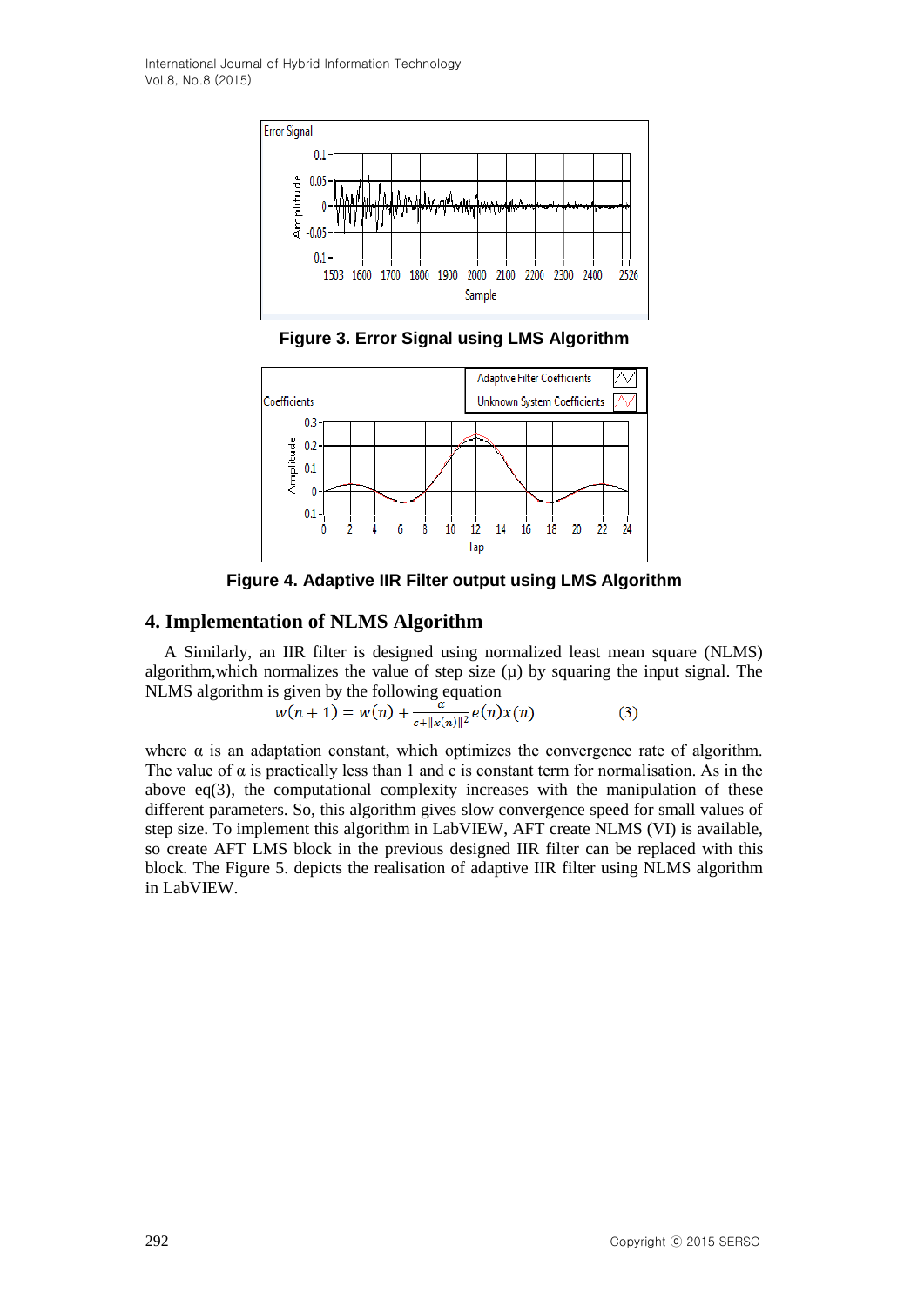Figure 3. Error Signal using LMS Algorithm

Figure 4. Adaptive IIR Filter output using LMS Algorithm

## 4. Implementation of NLMS Algorithm

A Similarly, an IIR filter is designed using normalized least mean square (NLMS) algorithm,which normalizes the value of step size (μ) by squaring the input signal. The NLMS algorithm is given by the following equation

$$w(n+1) = w(n) + \frac{\alpha}{c + \|x(n)\|^2} e(n)x(n) \qquad (3)$$

where α is an adaptation constant, which optimizes the convergence rate of algorithm. The value of α is practically less than 1 and c is constant term for normalisation. As in the above eq(3), the computational complexity increases with the manipulation of these different parameters. So, this algorithm gives slow convergence speed for small values of step size. To implement this algorithm in LabVIEW, AFT create NLMS (VI) is available, so create AFT LMS block in the previous designed IIR filter can be replaced with this block. The Figure 5. depicts the realisation of adaptive IIR filter using NLMS algorithm in LabVIEW.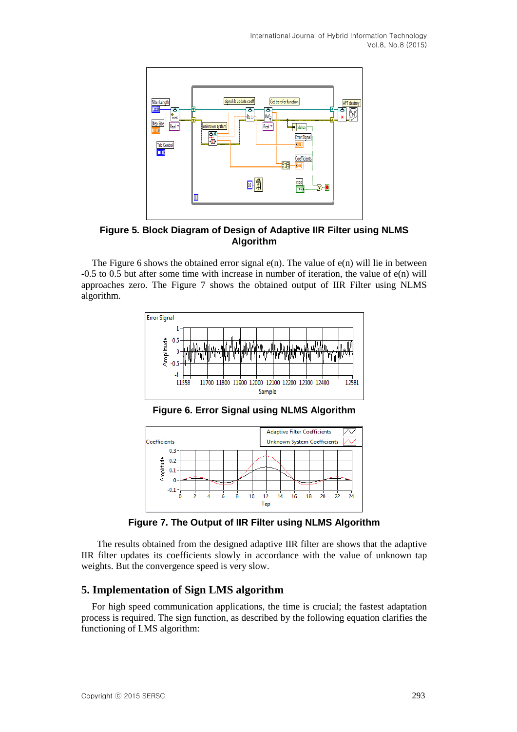**Figure 5. Block Diagram of Design of Adaptive IIR Filter using NLMS Algorithm**

The Figure 6 shows the obtained error signal e(n). The value of e(n) will lie in between -0.5 to 0.5 but after some time with increase in number of iteration, the value of e(n) will approaches zero. The Figure 7 shows the obtained output of IIR Filter using NLMS algorithm.

**Figure 6. Error Signal using NLMS Algorithm**

**Figure 7. The Output of IIR Filter using NLMS Algorithm**

The results obtained from the designed adaptive IIR filter are shows that the adaptive IIR filter updates its coefficients slowly in accordance with the value of unknown tap weights. But the convergence speed is very slow.

## 5. Implementation of Sign LMS algorithm

For high speed communication applications, the time is crucial; the fastest adaptation process is required. The sign function, as described by the following equation clarifies the functioning of LMS algorithm: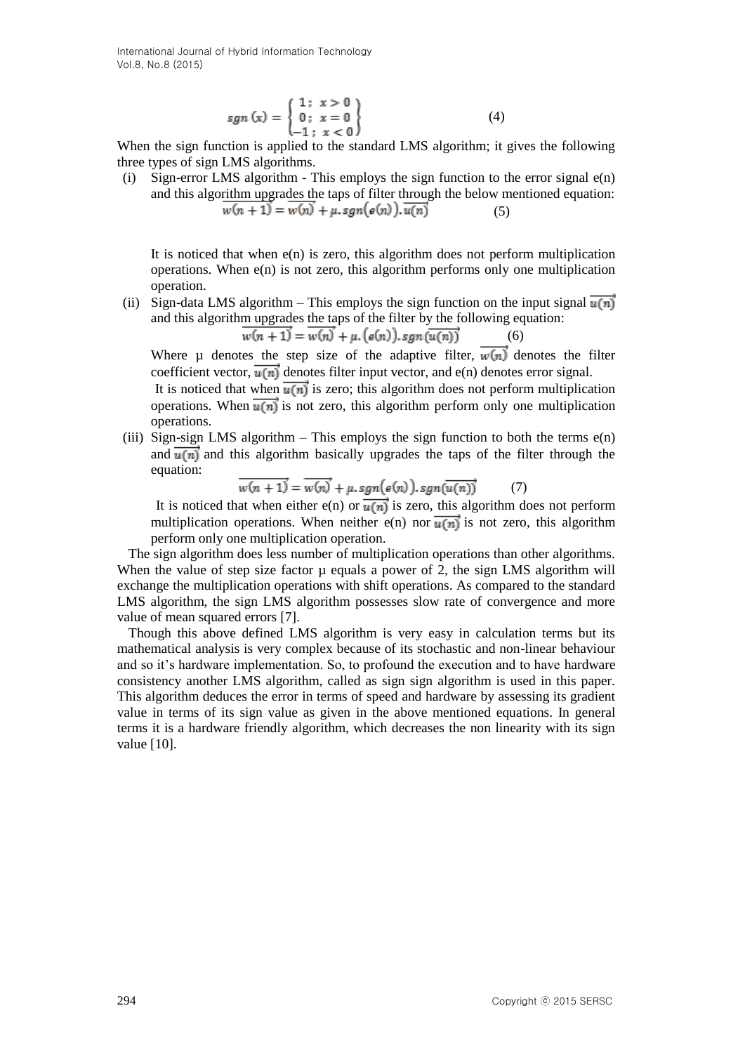$$sgn(x) = \begin{Bmatrix} 1; & x > 0 \\ 0; & x = 0 \\ -1; & x < 0 \end{Bmatrix} \tag{4}$$

When the sign function is applied to the standard LMS algorithm; it gives the following three types of sign LMS algorithms.

(i) Sign-error LMS algorithm - This employs the sign function to the error signal e(n) and this algorithm upgrades the taps of filter through the below mentioned equation:

$$\overrightarrow{w(n+1)} = \overrightarrow{w(n)} + \mu . sgn\big(e(n)\big) . \overrightarrow{u(n)} \tag{5}$$

It is noticed that when e(n) is zero, this algorithm does not perform multiplication operations. When e(n) is not zero, this algorithm performs only one multiplication operation.

(ii) Sign-data LMS algorithm – This employs the sign function on the input signal $\overrightarrow{u(n)}$ and this algorithm upgrades the taps of the filter by the following equation:

$$\overrightarrow{w(n+1)} = \overrightarrow{w(n)} + \mu . \big(e(n)\big) . sgn\big(\overrightarrow{u(n)}\big) \tag{6}$$

Where µ denotes the step size of the adaptive filter, $\overrightarrow{w(n)}$ denotes the filter coefficient vector, $\overrightarrow{u(n)}$ denotes filter input vector, and e(n) denotes error signal.

It is noticed that when $\overrightarrow{u(n)}$ is zero; this algorithm does not perform multiplication operations. When $\overrightarrow{u(n)}$ is not zero, this algorithm perform only one multiplication operations.

(iii) Sign-sign LMS algorithm – This employs the sign function to both the terms e(n) and $\overrightarrow{u(n)}$ and this algorithm basically upgrades the taps of the filter through the equation:

$$\overrightarrow{w(n+1)} = \overrightarrow{w(n)} + \mu . sgn\big(e(n)\big) . sgn\big(\overrightarrow{u(n)}\big) \tag{7}$$

It is noticed that when either e(n) or $\overrightarrow{u(n)}$ is zero, this algorithm does not perform multiplication operations. When neither e(n) nor $\overrightarrow{u(n)}$ is not zero, this algorithm perform only one multiplication operation.

The sign algorithm does less number of multiplication operations than other algorithms. When the value of step size factor µ equals a power of 2, the sign LMS algorithm will exchange the multiplication operations with shift operations. As compared to the standard LMS algorithm, the sign LMS algorithm possesses slow rate of convergence and more value of mean squared errors [7].

Though this above defined LMS algorithm is very easy in calculation terms but its mathematical analysis is very complex because of its stochastic and non-linear behaviour and so it's hardware implementation. So, to profound the execution and to have hardware consistency another LMS algorithm, called as sign sign algorithm is used in this paper. This algorithm deduces the error in terms of speed and hardware by assessing its gradient value in terms of its sign value as given in the above mentioned equations. In general terms it is a hardware friendly algorithm, which decreases the non linearity with its sign value [10].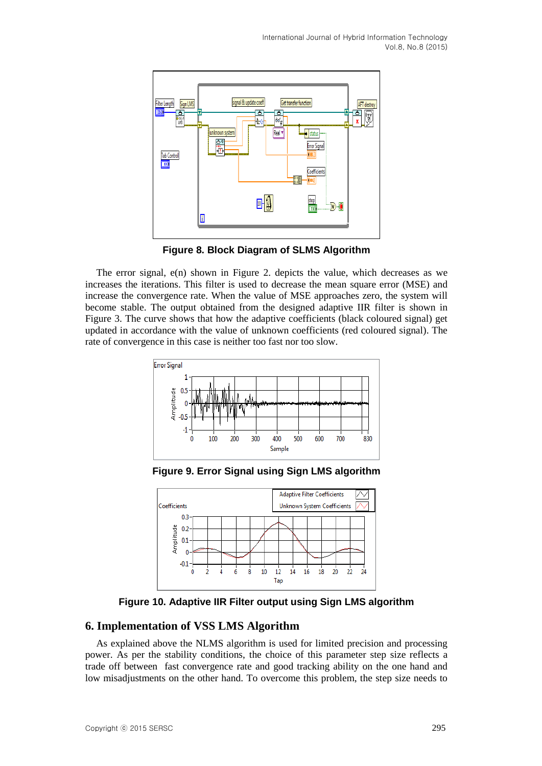Figure 8. Block Diagram of SLMS Algorithm

The error signal, e(n) shown in Figure 2. depicts the value, which decreases as we increases the iterations. This filter is used to decrease the mean square error (MSE) and increase the convergence rate. When the value of MSE approaches zero, the system will become stable. The output obtained from the designed adaptive IIR filter is shown in Figure 3. The curve shows that how the adaptive coefficients (black coloured signal) get updated in accordance with the value of unknown coefficients (red coloured signal). The rate of convergence in this case is neither too fast nor too slow.

Figure 9. Error Signal using Sign LMS algorithm

Figure 10. Adaptive IIR Filter output using Sign LMS algorithm

## 6. Implementation of VSS LMS Algorithm

As explained above the NLMS algorithm is used for limited precision and processing power. As per the stability conditions, the choice of this parameter step size reflects a trade off between fast convergence rate and good tracking ability on the one hand and low misadjustments on the other hand. To overcome this problem, the step size needs to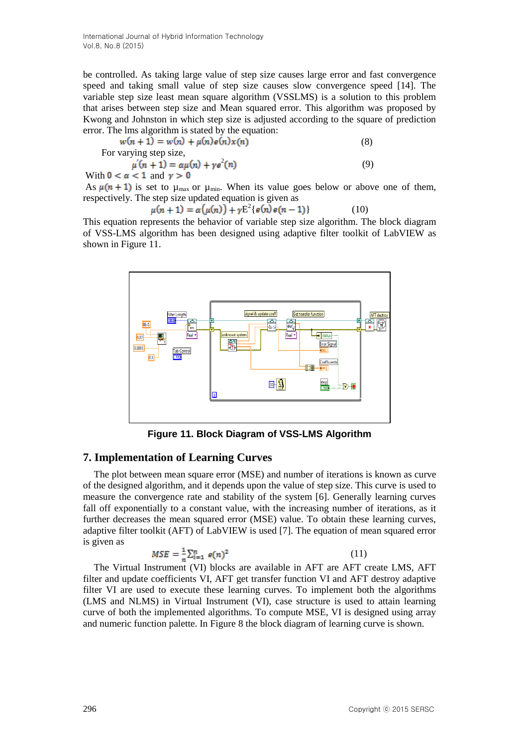be controlled. As taking large value of step size causes large error and fast convergence speed and taking small value of step size causes slow convergence speed [14]. The variable step size least mean square algorithm (VSSLMS) is a solution to this problem that arises between step size and Mean squared error. This algorithm was proposed by Kwong and Johnston in which step size is adjusted according to the square of prediction error. The lms algorithm is stated by the equation:

$$w(n+1) = w(n) + \mu(n)e(n)x(n) \tag{8}$$

For varying step size,

$$\mu'(n+1) = \alpha\mu(n) + \gamma e^2(n) \tag{9}$$

With $0 < \alpha < 1$ and $\gamma > 0$

As $\mu(n+1)$ is set to $\mu_{max}$ or $\mu_{min}$. When its value goes below or above one of them, respectively. The step size updated equation is given as

$$\mu(n+1) = \alpha(\mu(n)) + \gamma E^2\{e(n)\,e(n-1)\} \tag{10}$$

This equation represents the behavior of variable step size algorithm. The block diagram of VSS-LMS algorithm has been designed using adaptive filter toolkit of LabVIEW as shown in Figure 11.

**Figure 11. Block Diagram of VSS-LMS Algorithm**

## 7. Implementation of Learning Curves

The plot between mean square error (MSE) and number of iterations is known as curve of the designed algorithm, and it depends upon the value of step size. This curve is used to measure the convergence rate and stability of the system [6]. Generally learning curves fall off exponentially to a constant value, with the increasing number of iterations, as it further decreases the mean squared error (MSE) value. To obtain these learning curves, adaptive filter toolkit (AFT) of LabVIEW is used [7]. The equation of mean squared error is given as

$$MSE = \frac{1}{n}\sum_{i=1}^{n} e(n)^2 \tag{11}$$

The Virtual Instrument (VI) blocks are available in AFT are AFT create LMS, AFT filter and update coefficients VI, AFT get transfer function VI and AFT destroy adaptive filter VI are used to execute these learning curves. To implement both the algorithms (LMS and NLMS) in Virtual Instrument (VI), case structure is used to attain learning curve of both the implemented algorithms. To compute MSE, VI is designed using array and numeric function palette. In Figure 8 the block diagram of learning curve is shown.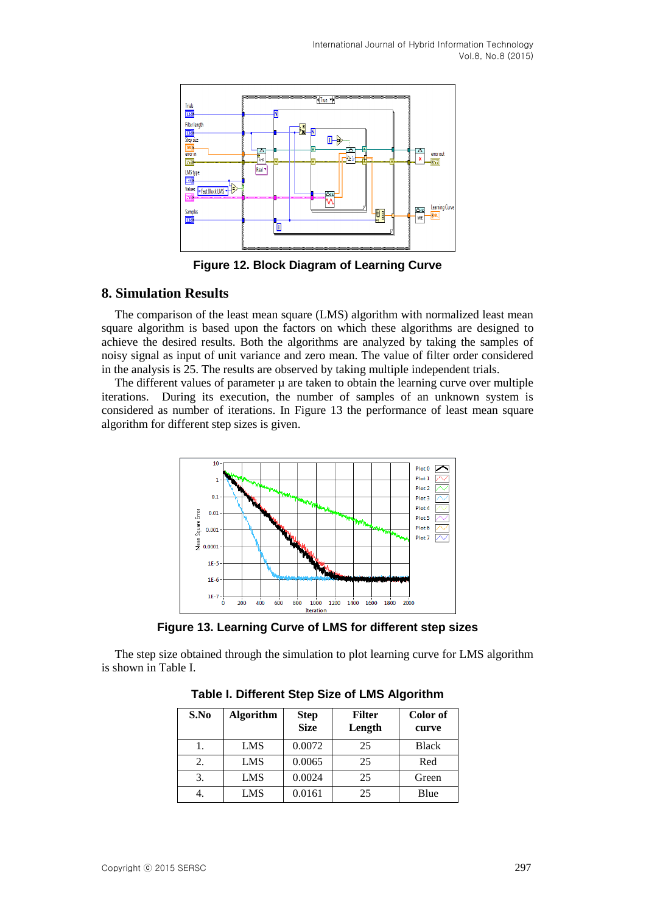Figure 12. Block Diagram of Learning Curve

## 8. Simulation Results

The comparison of the least mean square (LMS) algorithm with normalized least mean square algorithm is based upon the factors on which these algorithms are designed to achieve the desired results. Both the algorithms are analyzed by taking the samples of noisy signal as input of unit variance and zero mean. The value of filter order considered in the analysis is 25. The results are observed by taking multiple independent trials.

The different values of parameter μ are taken to obtain the learning curve over multiple iterations. During its execution, the number of samples of an unknown system is considered as number of iterations. In Figure 13 the performance of least mean square algorithm for different step sizes is given.

Figure 13. Learning Curve of LMS for different step sizes

The step size obtained through the simulation to plot learning curve for LMS algorithm is shown in Table I.

Table I. Different Step Size of LMS Algorithm

| S.No | Algorithm | Step Size | Filter Length | Color of curve |
|---|---|---|---|---|
| 1. | LMS | 0.0072 | 25 | Black |
| 2. | LMS | 0.0065 | 25 | Red |
| 3. | LMS | 0.0024 | 25 | Green |
| 4. | LMS | 0.0161 | 25 | Blue |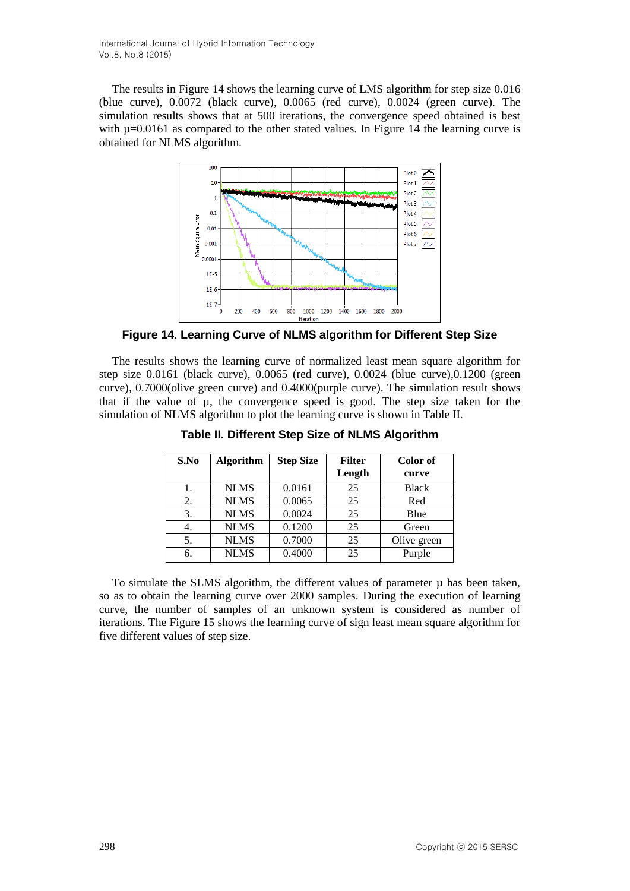The results in Figure 14 shows the learning curve of LMS algorithm for step size 0.016 (blue curve), 0.0072 (black curve), 0.0065 (red curve), 0.0024 (green curve). The simulation results shows that at 500 iterations, the convergence speed obtained is best with µ=0.0161 as compared to the other stated values. In Figure 14 the learning curve is obtained for NLMS algorithm.

**Figure 14. Learning Curve of NLMS algorithm for Different Step Size**

The results shows the learning curve of normalized least mean square algorithm for step size 0.0161 (black curve), 0.0065 (red curve), 0.0024 (blue curve),0.1200 (green curve), 0.7000(olive green curve) and 0.4000(purple curve). The simulation result shows that if the value of µ, the convergence speed is good. The step size taken for the simulation of NLMS algorithm to plot the learning curve is shown in Table II.

**Table II. Different Step Size of NLMS Algorithm**

| S.No | Algorithm | Step Size | Filter Length | Color of curve |
|---|---|---|---|---|
| 1. | NLMS | 0.0161 | 25 | Black |
| 2. | NLMS | 0.0065 | 25 | Red |
| 3. | NLMS | 0.0024 | 25 | Blue |
| 4. | NLMS | 0.1200 | 25 | Green |
| 5. | NLMS | 0.7000 | 25 | Olive green |
| 6. | NLMS | 0.4000 | 25 | Purple |

To simulate the SLMS algorithm, the different values of parameter µ has been taken, so as to obtain the learning curve over 2000 samples. During the execution of learning curve, the number of samples of an unknown system is considered as number of iterations. The Figure 15 shows the learning curve of sign least mean square algorithm for five different values of step size.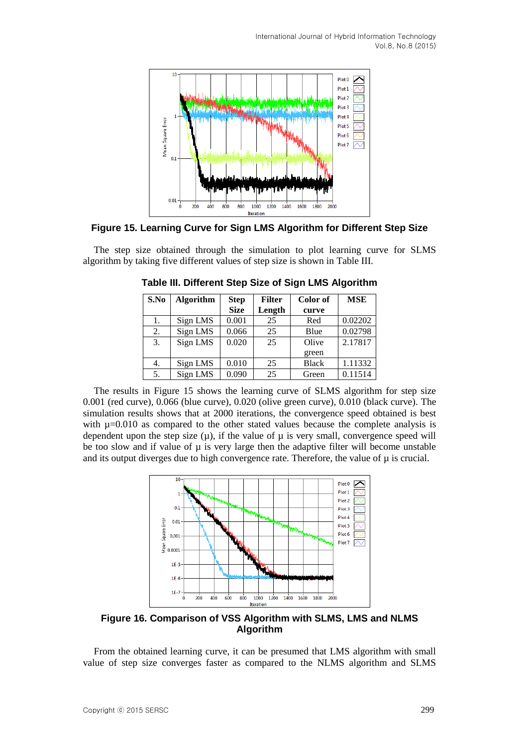Figure 15. Learning Curve for Sign LMS Algorithm for Different Step Size

The step size obtained through the simulation to plot learning curve for SLMS algorithm by taking five different values of step size is shown in Table III.

**Table III. Different Step Size of Sign LMS Algorithm**

| S.No | Algorithm | Step Size | Filter Length | Color of curve | MSE |
|---|---|---|---|---|---|
| 1. | Sign LMS | 0.001 | 25 | Red | 0.02202 |
| 2. | Sign LMS | 0.066 | 25 | Blue | 0.02798 |
| 3. | Sign LMS | 0.020 | 25 | Olive green | 2.17817 |
| 4. | Sign LMS | 0.010 | 25 | Black | 1.11332 |
| 5. | Sign LMS | 0.090 | 25 | Green | 0.11514 |

The results in Figure 15 shows the learning curve of SLMS algorithm for step size 0.001 (red curve), 0.066 (blue curve), 0.020 (olive green curve), 0.010 (black curve). The simulation results shows that at 2000 iterations, the convergence speed obtained is best with μ=0.010 as compared to the other stated values because the complete analysis is dependent upon the step size (μ), if the value of μ is very small, convergence speed will be too slow and if value of μ is very large then the adaptive filter will become unstable and its output diverges due to high convergence rate. Therefore, the value of μ is crucial.

Figure 16. Comparison of VSS Algorithm with SLMS, LMS and NLMS Algorithm

From the obtained learning curve, it can be presumed that LMS algorithm with small value of step size converges faster as compared to the NLMS algorithm and SLMS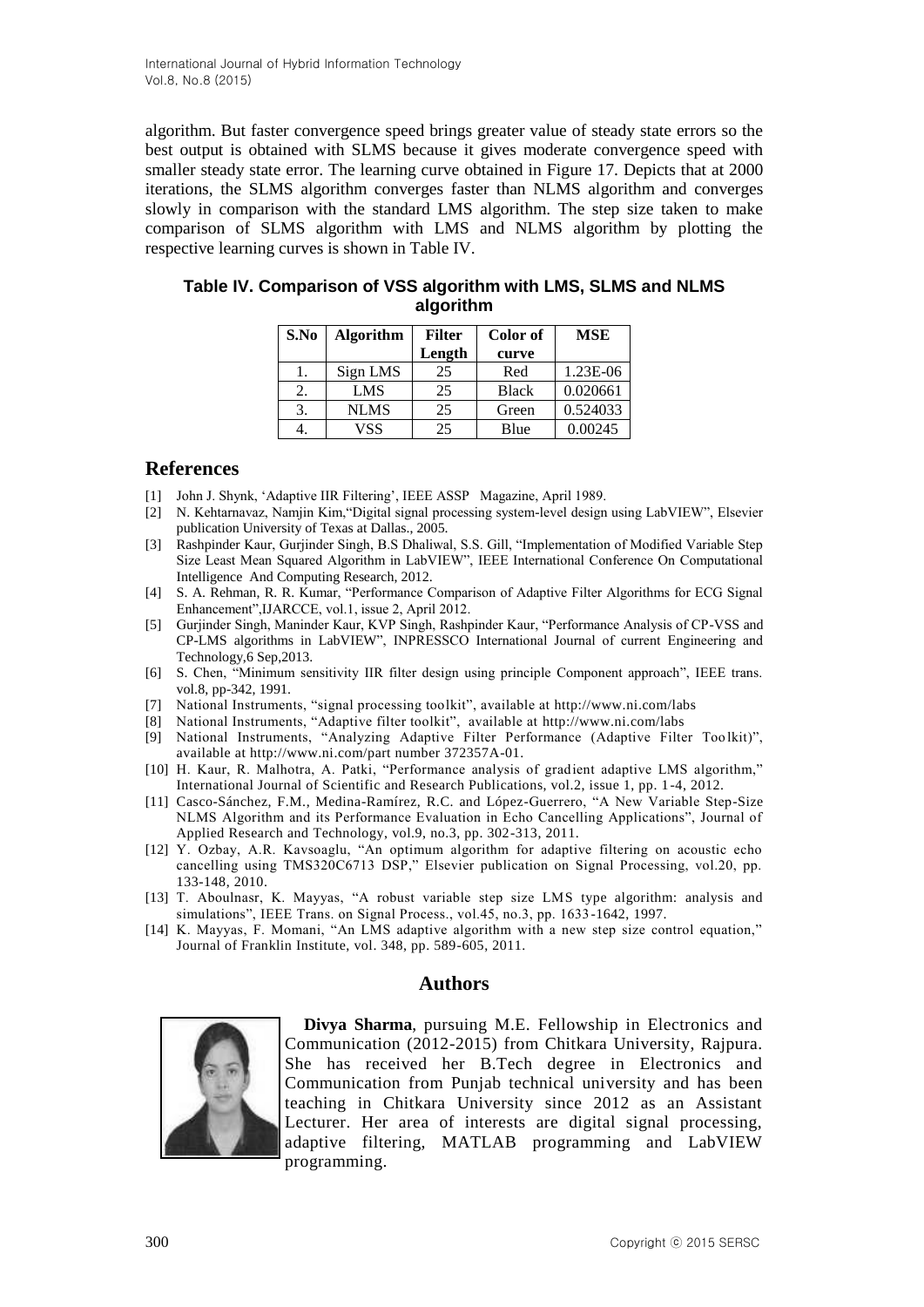algorithm. But faster convergence speed brings greater value of steady state errors so the best output is obtained with SLMS because it gives moderate convergence speed with smaller steady state error. The learning curve obtained in Figure 17. Depicts that at 2000 iterations, the SLMS algorithm converges faster than NLMS algorithm and converges slowly in comparison with the standard LMS algorithm. The step size taken to make comparison of SLMS algorithm with LMS and NLMS algorithm by plotting the respective learning curves is shown in Table IV.

**Table IV. Comparison of VSS algorithm with LMS, SLMS and NLMS algorithm**

| S.No | Algorithm | Filter Length | Color of curve | MSE |
|---|---|---|---|---|
| 1. | Sign LMS | 25 | Red | 1.23E-06 |
| 2. | LMS | 25 | Black | 0.020661 |
| 3. | NLMS | 25 | Green | 0.524033 |
| 4. | VSS | 25 | Blue | 0.00245 |

## References

[1] John J. Shynk, 'Adaptive IIR Filtering', IEEE ASSP Magazine, April 1989.

[2] N. Kehtarnavaz, Namjin Kim,"Digital signal processing system-level design using LabVIEW", Elsevier publication University of Texas at Dallas., 2005.

[3] Rashpinder Kaur, Gurjinder Singh, B.S Dhaliwal, S.S. Gill, "Implementation of Modified Variable Step Size Least Mean Squared Algorithm in LabVIEW", IEEE International Conference On Computational Intelligence And Computing Research, 2012.

[4] S. A. Rehman, R. R. Kumar, "Performance Comparison of Adaptive Filter Algorithms for ECG Signal Enhancement",IJARCCE, vol.1, issue 2, April 2012.

[5] Gurjinder Singh, Maninder Kaur, KVP Singh, Rashpinder Kaur, "Performance Analysis of CP-VSS and CP-LMS algorithms in LabVIEW", INPRESSCO International Journal of current Engineering and Technology,6 Sep,2013.

[6] S. Chen, "Minimum sensitivity IIR filter design using principle Component approach", IEEE trans. vol.8, pp-342, 1991.

[7] National Instruments, "signal processing toolkit", available at http://www.ni.com/labs

[8] National Instruments, "Adaptive filter toolkit", available at http://www.ni.com/labs

[9] National Instruments, "Analyzing Adaptive Filter Performance (Adaptive Filter Toolkit)", available at http://www.ni.com/part number 372357A-01.

[10] H. Kaur, R. Malhotra, A. Patki, "Performance analysis of gradient adaptive LMS algorithm," International Journal of Scientific and Research Publications, vol.2, issue 1, pp. 1-4, 2012.

[11] Casco-Sánchez, F.M., Medina-Ramírez, R.C. and López-Guerrero, "A New Variable Step-Size NLMS Algorithm and its Performance Evaluation in Echo Cancelling Applications", Journal of Applied Research and Technology, vol.9, no.3, pp. 302-313, 2011.

[12] Y. Ozbay, A.R. Kavsoaglu, "An optimum algorithm for adaptive filtering on acoustic echo cancelling using TMS320C6713 DSP," Elsevier publication on Signal Processing, vol.20, pp. 133-148, 2010.

[13] T. Aboulnasr, K. Mayyas, "A robust variable step size LMS type algorithm: analysis and simulations", IEEE Trans. on Signal Process., vol.45, no.3, pp. 1633-1642, 1997.

[14] K. Mayyas, F. Momani, "An LMS adaptive algorithm with a new step size control equation," Journal of Franklin Institute, vol. 348, pp. 589-605, 2011.

## Authors

**Divya Sharma**, pursuing M.E. Fellowship in Electronics and Communication (2012-2015) from Chitkara University, Rajpura. She has received her B.Tech degree in Electronics and Communication from Punjab technical university and has been teaching in Chitkara University since 2012 as an Assistant Lecturer. Her area of interests are digital signal processing, adaptive filtering, MATLAB programming and LabVIEW programming.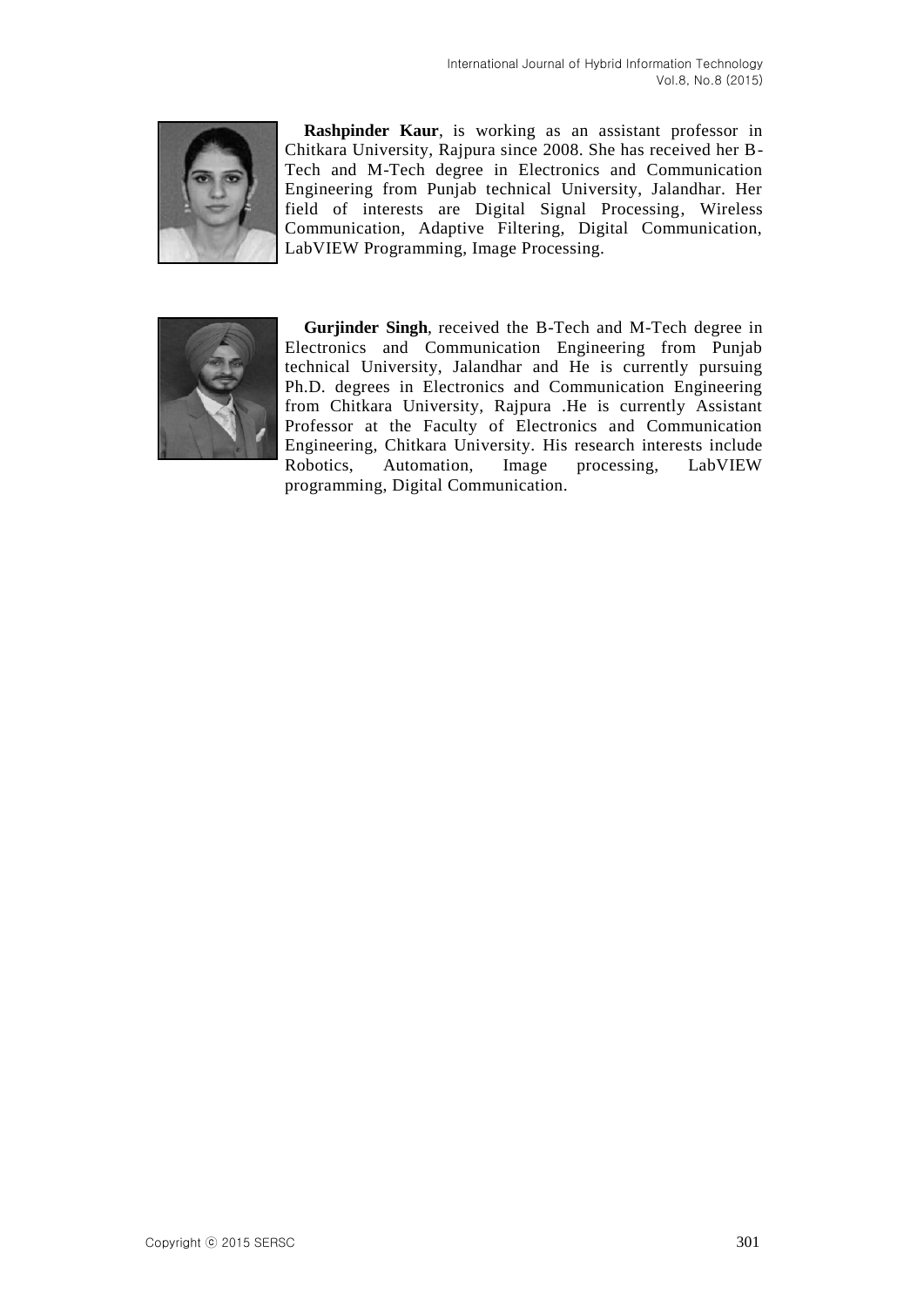**Rashpinder Kaur**, is working as an assistant professor in Chitkara University, Rajpura since 2008. She has received her B-Tech and M-Tech degree in Electronics and Communication Engineering from Punjab technical University, Jalandhar. Her field of interests are Digital Signal Processing, Wireless Communication, Adaptive Filtering, Digital Communication, LabVIEW Programming, Image Processing.

**Gurjinder Singh**, received the B-Tech and M-Tech degree in Electronics and Communication Engineering from Punjab technical University, Jalandhar and He is currently pursuing Ph.D. degrees in Electronics and Communication Engineering from Chitkara University, Rajpura .He is currently Assistant Professor at the Faculty of Electronics and Communication Engineering, Chitkara University. His research interests include Robotics, Automation, Image processing, LabVIEW programming, Digital Communication.